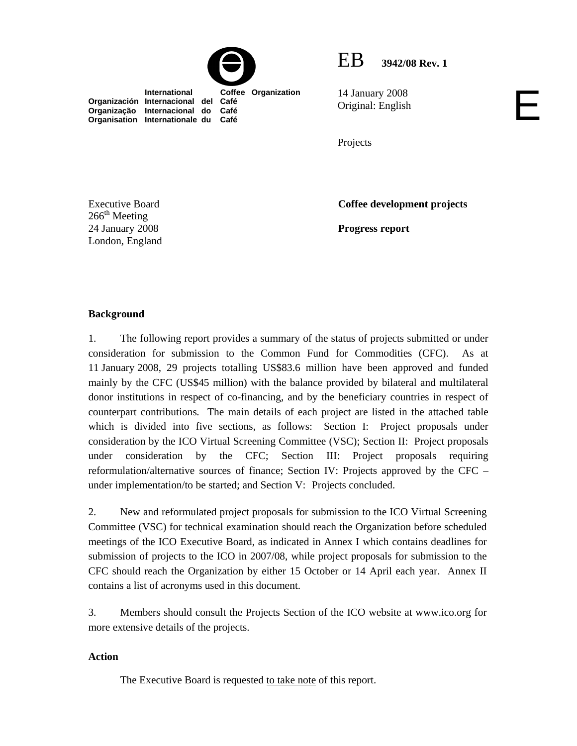International Coffee Organization
Organización Internacional del Café
Organização Internacional do Café
Organisation Internationale du Café

EB 3942/08 Rev. 1

14 January 2008
Original: English

E

Projects

Executive Board
266th Meeting
24 January 2008
London, England

**Coffee development projects**

**Progress report**

**Background**

1. The following report provides a summary of the status of projects submitted or under consideration for submission to the Common Fund for Commodities (CFC). As at 11 January 2008, 29 projects totalling US$83.6 million have been approved and funded mainly by the CFC (US$45 million) with the balance provided by bilateral and multilateral donor institutions in respect of co-financing, and by the beneficiary countries in respect of counterpart contributions. The main details of each project are listed in the attached table which is divided into five sections, as follows: Section I: Project proposals under consideration by the ICO Virtual Screening Committee (VSC); Section II: Project proposals under consideration by the CFC; Section III: Project proposals requiring reformulation/alternative sources of finance; Section IV: Projects approved by the CFC – under implementation/to be started; and Section V: Projects concluded.

2. New and reformulated project proposals for submission to the ICO Virtual Screening Committee (VSC) for technical examination should reach the Organization before scheduled meetings of the ICO Executive Board, as indicated in Annex I which contains deadlines for submission of projects to the ICO in 2007/08, while project proposals for submission to the CFC should reach the Organization by either 15 October or 14 April each year. Annex II contains a list of acronyms used in this document.

3. Members should consult the Projects Section of the ICO website at www.ico.org for more extensive details of the projects.

**Action**

The Executive Board is requested to take note of this report.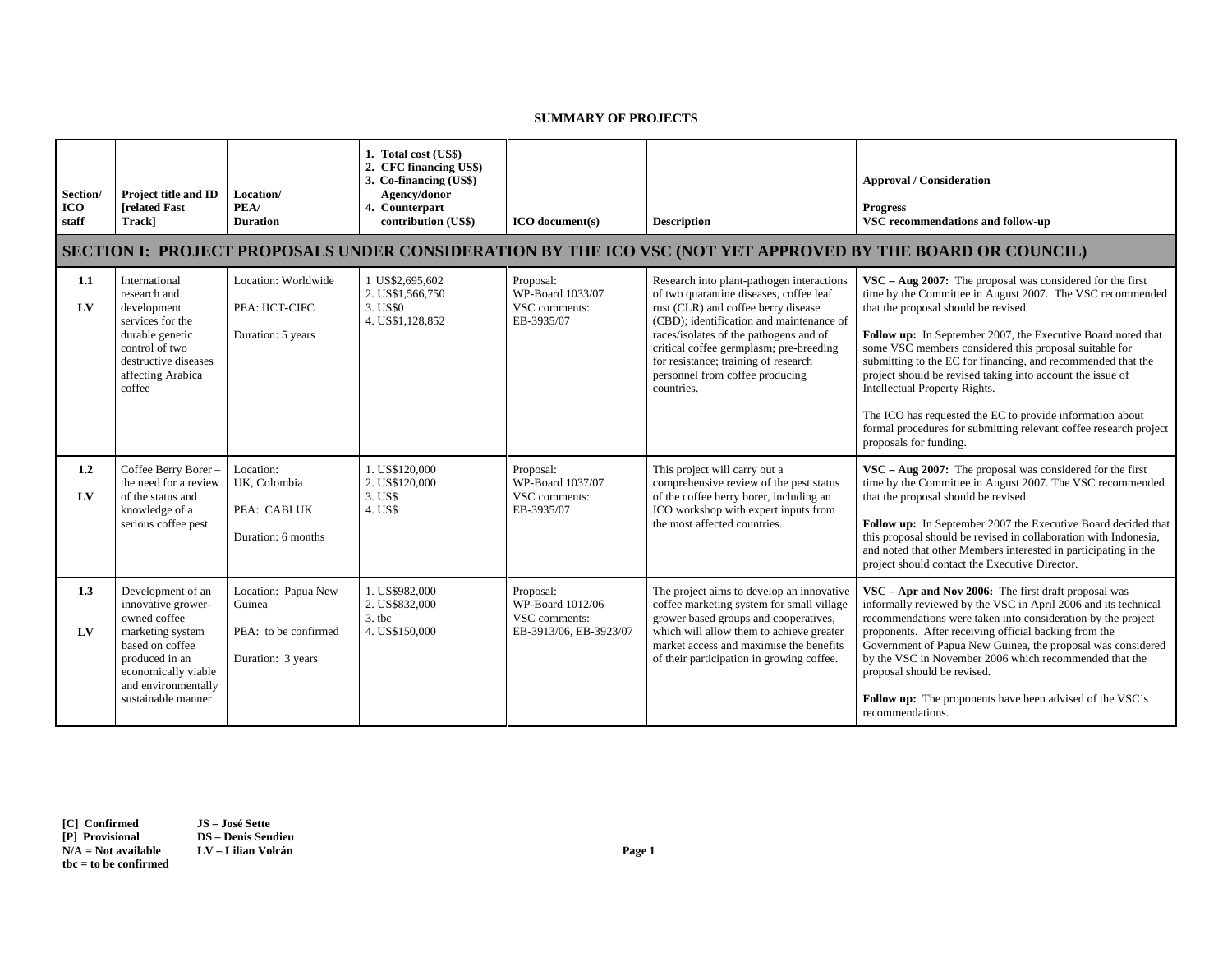**SUMMARY OF PROJECTS**

| Section/ ICO staff | Project title and ID [related Fast Track] | Location/ PEA/ Duration | 1. Total cost (US$) 2. CFC financing US$) 3. Co-financing (US$) Agency/donor 4. Counterpart contribution (US$) | ICO document(s) | Description | Approval / Consideration Progress VSC recommendations and follow-up |
|---|---|---|---|---|---|---|
| **SECTION I: PROJECT PROPOSALS UNDER CONSIDERATION BY THE ICO VSC (NOT YET APPROVED BY THE BOARD OR COUNCIL)** | | | | | | |
| **1.1** **LV** | International research and development services for the durable genetic control of two destructive diseases affecting Arabica coffee | Location: Worldwide PEA: IICT-CIFC Duration: 5 years | 1 US$2,695,602 2. US$1,566,750 3. US$0 4. US$1,128,852 | Proposal: WP-Board 1033/07 VSC comments: EB-3935/07 | Research into plant-pathogen interactions of two quarantine diseases, coffee leaf rust (CLR) and coffee berry disease (CBD); identification and maintenance of races/isolates of the pathogens and of critical coffee germplasm; pre-breeding for resistance; training of research personnel from coffee producing countries. | **VSC – Aug 2007:** The proposal was considered for the first time by the Committee in August 2007. The VSC recommended that the proposal should be revised. **Follow up:** In September 2007, the Executive Board noted that some VSC members considered this proposal suitable for submitting to the EC for financing, and recommended that the project should be revised taking into account the issue of Intellectual Property Rights. The ICO has requested the EC to provide information about formal procedures for submitting relevant coffee research project proposals for funding. |
| **1.2** **LV** | Coffee Berry Borer – the need for a review of the status and knowledge of a serious coffee pest | Location: UK, Colombia PEA: CABI UK Duration: 6 months | 1. US$120,000 2. US$120,000 3. US$ 4. US$ | Proposal: WP-Board 1037/07 VSC comments: EB-3935/07 | This project will carry out a comprehensive review of the pest status of the coffee berry borer, including an ICO workshop with expert inputs from the most affected countries. | **VSC – Aug 2007:** The proposal was considered for the first time by the Committee in August 2007. The VSC recommended that the proposal should be revised. **Follow up:** In September 2007 the Executive Board decided that this proposal should be revised in collaboration with Indonesia, and noted that other Members interested in participating in the project should contact the Executive Director. |
| **1.3** **LV** | Development of an innovative grower-owned coffee marketing system based on coffee produced in an economically viable and environmentally sustainable manner | Location: Papua New Guinea PEA: to be confirmed Duration: 3 years | 1. US$982,000 2. US$832,000 3. tbc 4. US$150,000 | Proposal: WP-Board 1012/06 VSC comments: EB-3913/06, EB-3923/07 | The project aims to develop an innovative coffee marketing system for small village grower based groups and cooperatives, which will allow them to achieve greater market access and maximise the benefits of their participation in growing coffee. | **VSC – Apr and Nov 2006:** The first draft proposal was informally reviewed by the VSC in April 2006 and its technical recommendations were taken into consideration by the project proponents. After receiving official backing from the Government of Papua New Guinea, the proposal was considered by the VSC in November 2006 which recommended that the proposal should be revised. **Follow up:** The proponents have been advised of the VSC's recommendations. |

**[C] Confirmed**
**[P] Provisional**
**N/A = Not available**
**tbc = to be confirmed**

**JS – José Sette**
**DS – Denis Seudieu**
**LV – Lilian Volcán**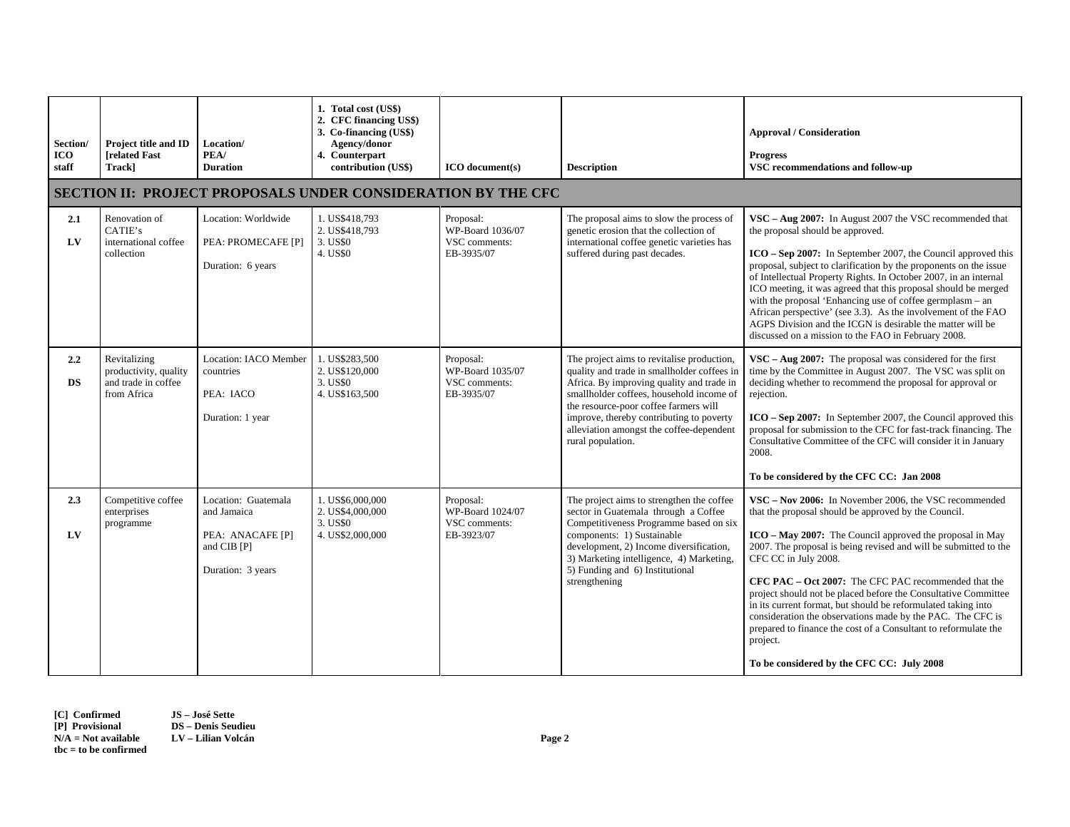| Section/ ICO staff | Project title and ID [related Fast Track] | Location/ PEA/ Duration | 1. Total cost (US$) 2. CFC financing US$) 3. Co-financing (US$) Agency/donor 4. Counterpart contribution (US$) | ICO document(s) | Description | Approval / Consideration<br><br>Progress<br>VSC recommendations and follow-up |
|---|---|---|---|---|---|---|
| **SECTION II: PROJECT PROPOSALS UNDER CONSIDERATION BY THE CFC** | | | | | | |
| **2.1**<br><br>**LV** | Renovation of CATIE's international coffee collection | Location: Worldwide<br><br>PEA: PROMECAFE [P]<br><br>Duration: 6 years | 1. US$418,793<br>2. US$418,793<br>3. US$0<br>4. US$0 | Proposal: WP-Board 1036/07<br>VSC comments: EB-3935/07 | The proposal aims to slow the process of genetic erosion that the collection of international coffee genetic varieties has suffered during past decades. | **VSC – Aug 2007:** In August 2007 the VSC recommended that the proposal should be approved.<br><br>**ICO – Sep 2007:** In September 2007, the Council approved this proposal, subject to clarification by the proponents on the issue of Intellectual Property Rights. In October 2007, in an internal ICO meeting, it was agreed that this proposal should be merged with the proposal 'Enhancing use of coffee germplasm – an African perspective' (see 3.3). As the involvement of the FAO AGPS Division and the ICGN is desirable the matter will be discussed on a mission to the FAO in February 2008. |
| **2.2**<br><br>**DS** | Revitalizing productivity, quality and trade in coffee from Africa | Location: IACO Member countries<br><br>PEA: IACO<br><br>Duration: 1 year | 1. US$283,500<br>2. US$120,000<br>3. US$0<br>4. US$163,500 | Proposal: WP-Board 1035/07<br>VSC comments: EB-3935/07 | The project aims to revitalise production, quality and trade in smallholder coffees in Africa. By improving quality and trade in smallholder coffees, household income of the resource-poor coffee farmers will improve, thereby contributing to poverty alleviation amongst the coffee-dependent rural population. | **VSC – Aug 2007:** The proposal was considered for the first time by the Committee in August 2007. The VSC was split on deciding whether to recommend the proposal for approval or rejection.<br><br>**ICO – Sep 2007:** In September 2007, the Council approved this proposal for submission to the CFC for fast-track financing. The Consultative Committee of the CFC will consider it in January 2008.<br><br>**To be considered by the CFC CC: Jan 2008** |
| **2.3**<br><br>**LV** | Competitive coffee enterprises programme | Location: Guatemala and Jamaica<br><br>PEA: ANACAFE [P] and CIB [P]<br><br>Duration: 3 years | 1. US$6,000,000<br>2. US$4,000,000<br>3. US$0<br>4. US$2,000,000 | Proposal: WP-Board 1024/07<br>VSC comments: EB-3923/07 | The project aims to strengthen the coffee sector in Guatemala through a Coffee Competitiveness Programme based on six components: 1) Sustainable development, 2) Income diversification, 3) Marketing intelligence, 4) Marketing, 5) Funding and 6) Institutional strengthening | **VSC – Nov 2006:** In November 2006, the VSC recommended that the proposal should be approved by the Council.<br><br>**ICO – May 2007:** The Council approved the proposal in May 2007. The proposal is being revised and will be submitted to the CFC CC in July 2008.<br><br>**CFC PAC – Oct 2007:** The CFC PAC recommended that the project should not be placed before the Consultative Committee in its current format, but should be reformulated taking into consideration the observations made by the PAC. The CFC is prepared to finance the cost of a Consultant to reformulate the project.<br><br>**To be considered by the CFC CC: July 2008** |

**[C] Confirmed**
**[P] Provisional**
**N/A = Not available**
**tbc = to be confirmed**

**JS – José Sette**
**DS – Denis Seudieu**
**LV – Lilian Volcán**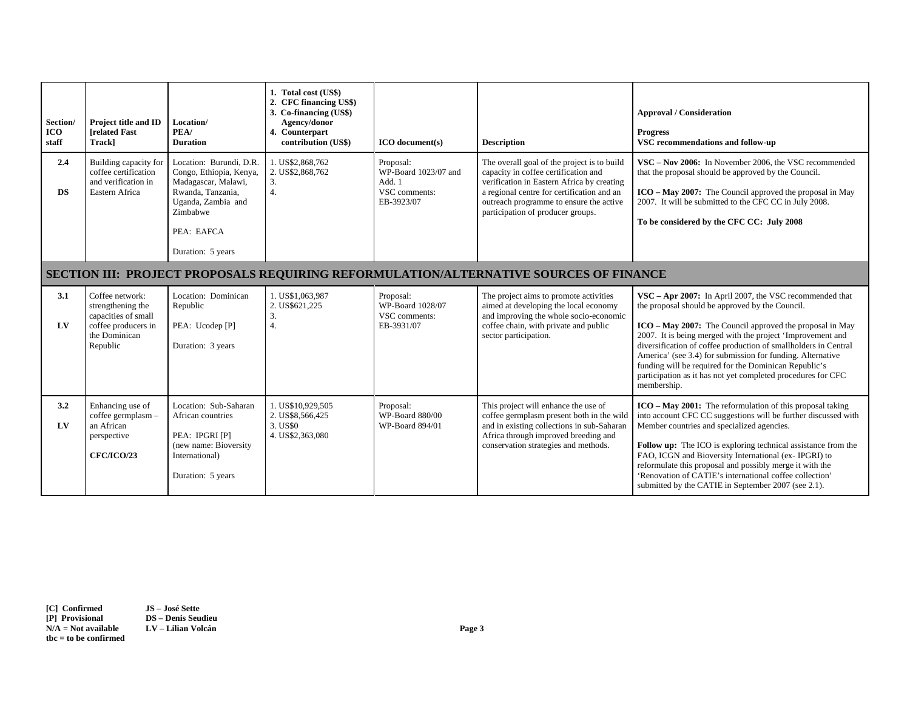| Section/ ICO staff | Project title and ID [related Fast Track] | Location/ PEA/ Duration | 1. Total cost (US$) 2. CFC financing US$) 3. Co-financing (US$) Agency/donor 4. Counterpart contribution (US$) | ICO document(s) | Description | Approval / Consideration Progress VSC recommendations and follow-up |
|---|---|---|---|---|---|---|
| **2.4** **DS** | Building capacity for coffee certification and verification in Eastern Africa | Location: Burundi, D.R. Congo, Ethiopia, Kenya, Madagascar, Malawi, Rwanda, Tanzania, Uganda, Zambia and Zimbabwe PEA: EAFCA Duration: 5 years | 1. US$2,868,762 2. US$2,868,762 3. 4. | Proposal: WP-Board 1023/07 and Add. 1 VSC comments: EB-3923/07 | The overall goal of the project is to build capacity in coffee certification and verification in Eastern Africa by creating a regional centre for certification and an outreach programme to ensure the active participation of producer groups. | **VSC – Nov 2006:** In November 2006, the VSC recommended that the proposal should be approved by the Council. **ICO – May 2007:** The Council approved the proposal in May 2007. It will be submitted to the CFC CC in July 2008. **To be considered by the CFC CC: July 2008** |
| **SECTION III: PROJECT PROPOSALS REQUIRING REFORMULATION/ALTERNATIVE SOURCES OF FINANCE** | | | | | | |
| **3.1** **LV** | Coffee network: strengthening the capacities of small coffee producers in the Dominican Republic | Location: Dominican Republic PEA: Ucodep [P] Duration: 3 years | 1. US$1,063,987 2. US$621,225 3. 4. | Proposal: WP-Board 1028/07 VSC comments: EB-3931/07 | The project aims to promote activities aimed at developing the local economy and improving the whole socio-economic coffee chain, with private and public sector participation. | **VSC – Apr 2007:** In April 2007, the VSC recommended that the proposal should be approved by the Council. **ICO – May 2007:** The Council approved the proposal in May 2007. It is being merged with the project 'Improvement and diversification of coffee production of smallholders in Central America' (see 3.4) for submission for funding. Alternative funding will be required for the Dominican Republic's participation as it has not yet completed procedures for CFC membership. |
| **3.2** **LV** | Enhancing use of coffee germplasm – an African perspective **CFC/ICO/23** | Location: Sub-Saharan African countries PEA: IPGRI [P] (new name: Bioversity International) Duration: 5 years | 1. US$10,929,505 2. US$8,566,425 3. US$0 4. US$2,363,080 | Proposal: WP-Board 880/00 WP-Board 894/01 | This project will enhance the use of coffee germplasm present both in the wild and in existing collections in sub-Saharan Africa through improved breeding and conservation strategies and methods. | **ICO – May 2001:** The reformulation of this proposal taking into account CFC CC suggestions will be further discussed with Member countries and specialized agencies. **Follow up:** The ICO is exploring technical assistance from the FAO, ICGN and Bioversity International (ex- IPGRI) to reformulate this proposal and possibly merge it with the 'Renovation of CATIE's international coffee collection' submitted by the CATIE in September 2007 (see 2.1). |

**[C] Confirmed** **JS – José Sette**
**[P] Provisional** **DS – Denis Seudieu**
**N/A = Not available** **LV – Lilian Volcán**
**tbc = to be confirmed**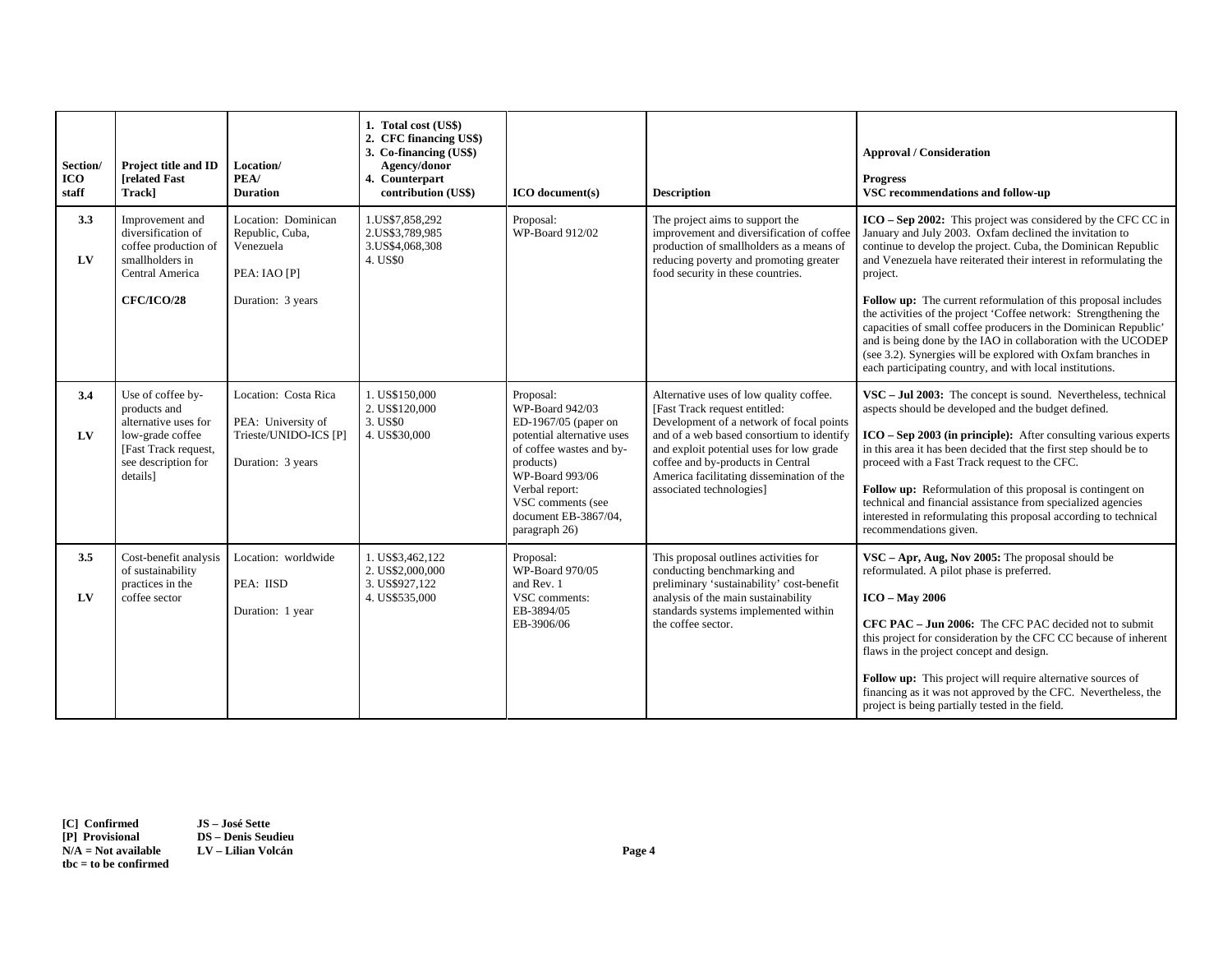| Section/ ICO staff | Project title and ID [related Fast Track] | Location/ PEA/ Duration | 1. Total cost (US$) 2. CFC financing US$) 3. Co-financing (US$) Agency/donor 4. Counterpart contribution (US$) | ICO document(s) | Description | Approval / Consideration<br><br>Progress<br>VSC recommendations and follow-up |
|---|---|---|---|---|---|---|
| **3.3**<br><br>**LV** | Improvement and diversification of coffee production of smallholders in Central America<br><br>**CFC/ICO/28** | Location: Dominican Republic, Cuba, Venezuela<br><br>PEA: IAO [P]<br><br>Duration: 3 years | 1.US$7,858,292<br>2.US$3,789,985<br>3.US$4,068,308<br>4. US$0 | Proposal:<br>WP-Board 912/02 | The project aims to support the improvement and diversification of coffee production of smallholders as a means of reducing poverty and promoting greater food security in these countries. | **ICO – Sep 2002:** This project was considered by the CFC CC in January and July 2003. Oxfam declined the invitation to continue to develop the project. Cuba, the Dominican Republic and Venezuela have reiterated their interest in reformulating the project.<br><br>**Follow up:** The current reformulation of this proposal includes the activities of the project 'Coffee network: Strengthening the capacities of small coffee producers in the Dominican Republic' and is being done by the IAO in collaboration with the UCODEP (see 3.2). Synergies will be explored with Oxfam branches in each participating country, and with local institutions. |
| **3.4**<br><br>**LV** | Use of coffee by-products and alternative uses for low-grade coffee [Fast Track request, see description for details] | Location: Costa Rica<br><br>PEA: University of Trieste/UNIDO-ICS [P]<br><br>Duration: 3 years | 1. US$150,000<br>2. US$120,000<br>3. US$0<br>4. US$30,000 | Proposal:<br>WP-Board 942/03<br>ED-1967/05 (paper on potential alternative uses of coffee wastes and by-products)<br>WP-Board 993/06<br>Verbal report:<br>VSC comments (see document EB-3867/04, paragraph 26) | Alternative uses of low quality coffee. [Fast Track request entitled: Development of a network of focal points and of a web based consortium to identify and exploit potential uses for low grade coffee and by-products in Central America facilitating dissemination of the associated technologies] | **VSC – Jul 2003:** The concept is sound. Nevertheless, technical aspects should be developed and the budget defined.<br><br>**ICO – Sep 2003 (in principle):** After consulting various experts in this area it has been decided that the first step should be to proceed with a Fast Track request to the CFC.<br><br>**Follow up:** Reformulation of this proposal is contingent on technical and financial assistance from specialized agencies interested in reformulating this proposal according to technical recommendations given. |
| **3.5**<br><br>**LV** | Cost-benefit analysis of sustainability practices in the coffee sector | Location: worldwide<br><br>PEA: IISD<br><br>Duration: 1 year | 1. US$3,462,122<br>2. US$2,000,000<br>3. US$927,122<br>4. US$535,000 | Proposal:<br>WP-Board 970/05 and Rev. 1<br>VSC comments:<br>EB-3894/05<br>EB-3906/06 | This proposal outlines activities for conducting benchmarking and preliminary 'sustainability' cost-benefit analysis of the main sustainability standards systems implemented within the coffee sector. | **VSC – Apr, Aug, Nov 2005:** The proposal should be reformulated. A pilot phase is preferred.<br><br>**ICO – May 2006**<br><br>**CFC PAC – Jun 2006:** The CFC PAC decided not to submit this project for consideration by the CFC CC because of inherent flaws in the project concept and design.<br><br>**Follow up:** This project will require alternative sources of financing as it was not approved by the CFC. Nevertheless, the project is being partially tested in the field. |

**[C] Confirmed**
**[P] Provisional**
**N/A = Not available**
**tbc = to be confirmed**

**JS – José Sette**
**DS – Denis Seudieu**
**LV – Lilian Volcán**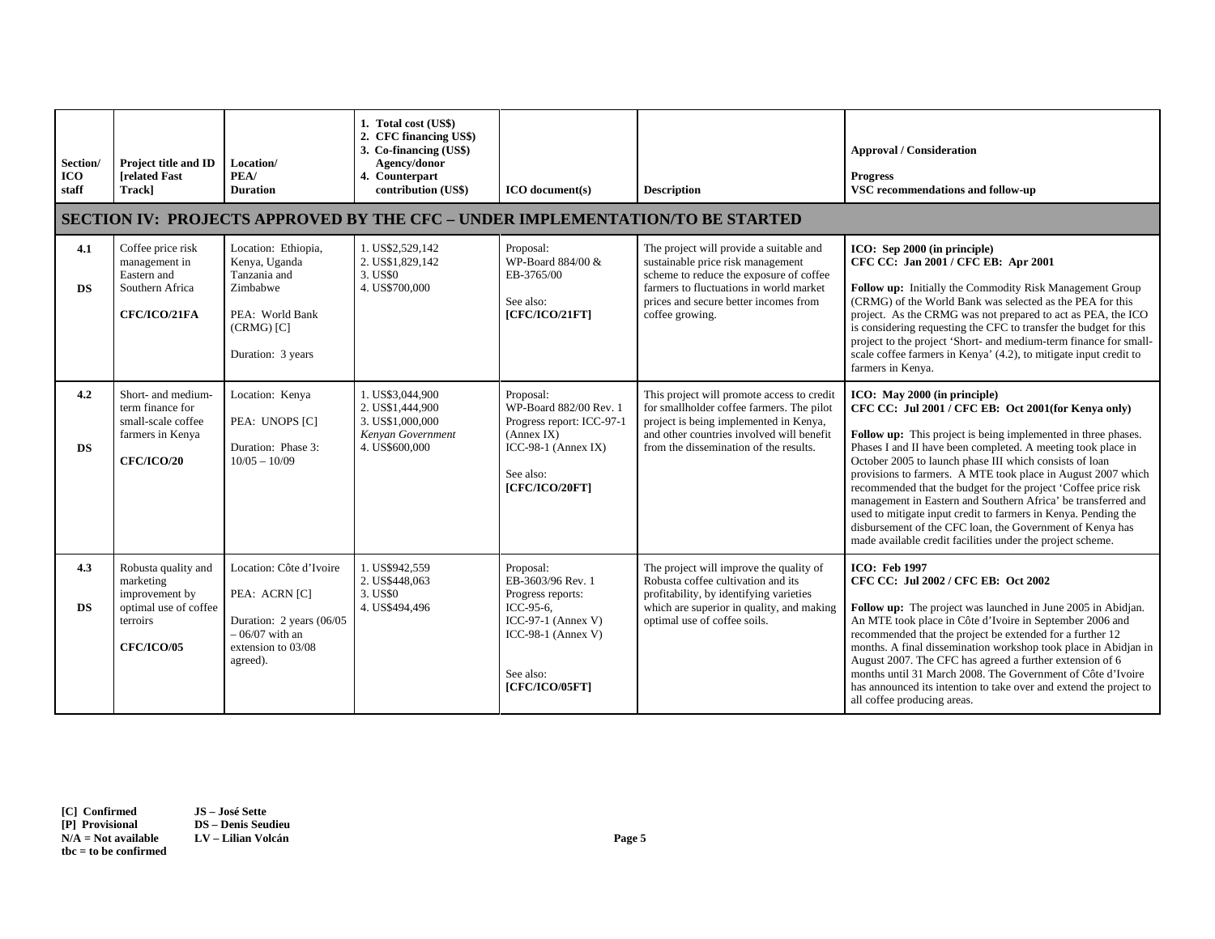| Section/ ICO staff | Project title and ID [related Fast Track] | Location/ PEA/ Duration | 1. Total cost (US$) 2. CFC financing US$) 3. Co-financing (US$) Agency/donor 4. Counterpart contribution (US$) | ICO document(s) | Description | Approval / Consideration Progress VSC recommendations and follow-up |
|---|---|---|---|---|---|---|
| **SECTION IV: PROJECTS APPROVED BY THE CFC – UNDER IMPLEMENTATION/TO BE STARTED** | | | | | | |
| **4.1** **DS** | Coffee price risk management in Eastern and Southern Africa **CFC/ICO/21FA** | Location: Ethiopia, Kenya, Uganda Tanzania and Zimbabwe PEA: World Bank (CRMG) [C] Duration: 3 years | 1. US$2,529,142 2. US$1,829,142 3. US$0 4. US$700,000 | Proposal: WP-Board 884/00 & EB-3765/00 See also: **[CFC/ICO/21FT]** | The project will provide a suitable and sustainable price risk management scheme to reduce the exposure of coffee farmers to fluctuations in world market prices and secure better incomes from coffee growing. | **ICO: Sep 2000 (in principle)** **CFC CC: Jan 2001 / CFC EB: Apr 2001** **Follow up:** Initially the Commodity Risk Management Group (CRMG) of the World Bank was selected as the PEA for this project. As the CRMG was not prepared to act as PEA, the ICO is considering requesting the CFC to transfer the budget for this project to the project 'Short- and medium-term finance for small-scale coffee farmers in Kenya' (4.2), to mitigate input credit to farmers in Kenya. |
| **4.2** **DS** | Short- and medium-term finance for small-scale coffee farmers in Kenya **CFC/ICO/20** | Location: Kenya PEA: UNOPS [C] Duration: Phase 3: 10/05 – 10/09 | 1. US$3,044,900 2. US$1,444,900 3. US$1,000,000 *Kenyan Government* 4. US$600,000 | Proposal: WP-Board 882/00 Rev. 1 Progress report: ICC-97-1 (Annex IX) ICC-98-1 (Annex IX) See also: **[CFC/ICO/20FT]** | This project will promote access to credit for smallholder coffee farmers. The pilot project is being implemented in Kenya, and other countries involved will benefit from the dissemination of the results. | **ICO: May 2000 (in principle)** **CFC CC: Jul 2001 / CFC EB: Oct 2001(for Kenya only)** **Follow up:** This project is being implemented in three phases. Phases I and II have been completed. A meeting took place in October 2005 to launch phase III which consists of loan provisions to farmers. A MTE took place in August 2007 which recommended that the budget for the project 'Coffee price risk management in Eastern and Southern Africa' be transferred and used to mitigate input credit to farmers in Kenya. Pending the disbursement of the CFC loan, the Government of Kenya has made available credit facilities under the project scheme. |
| **4.3** **DS** | Robusta quality and marketing improvement by optimal use of coffee terroirs **CFC/ICO/05** | Location: Côte d'Ivoire PEA: ACRN [C] Duration: 2 years (06/05 – 06/07 with an extension to 03/08 agreed). | 1. US$942,559 2. US$448,063 3. US$0 4. US$494,496 | Proposal: EB-3603/96 Rev. 1 Progress reports: ICC-95-6, ICC-97-1 (Annex V) ICC-98-1 (Annex V) See also: **[CFC/ICO/05FT]** | The project will improve the quality of Robusta coffee cultivation and its profitability, by identifying varieties which are superior in quality, and making optimal use of coffee soils. | **ICO: Feb 1997** **CFC CC: Jul 2002 / CFC EB: Oct 2002** **Follow up:** The project was launched in June 2005 in Abidjan. An MTE took place in Côte d'Ivoire in September 2006 and recommended that the project be extended for a further 12 months. A final dissemination workshop took place in Abidjan in August 2007. The CFC has agreed a further extension of 6 months until 31 March 2008. The Government of Côte d'Ivoire has announced its intention to take over and extend the project to all coffee producing areas. |

**[C] Confirmed**
**[P] Provisional**
**N/A = Not available**
**tbc = to be confirmed**

**JS – José Sette**
**DS – Denis Seudieu**
**LV – Lilian Volcán**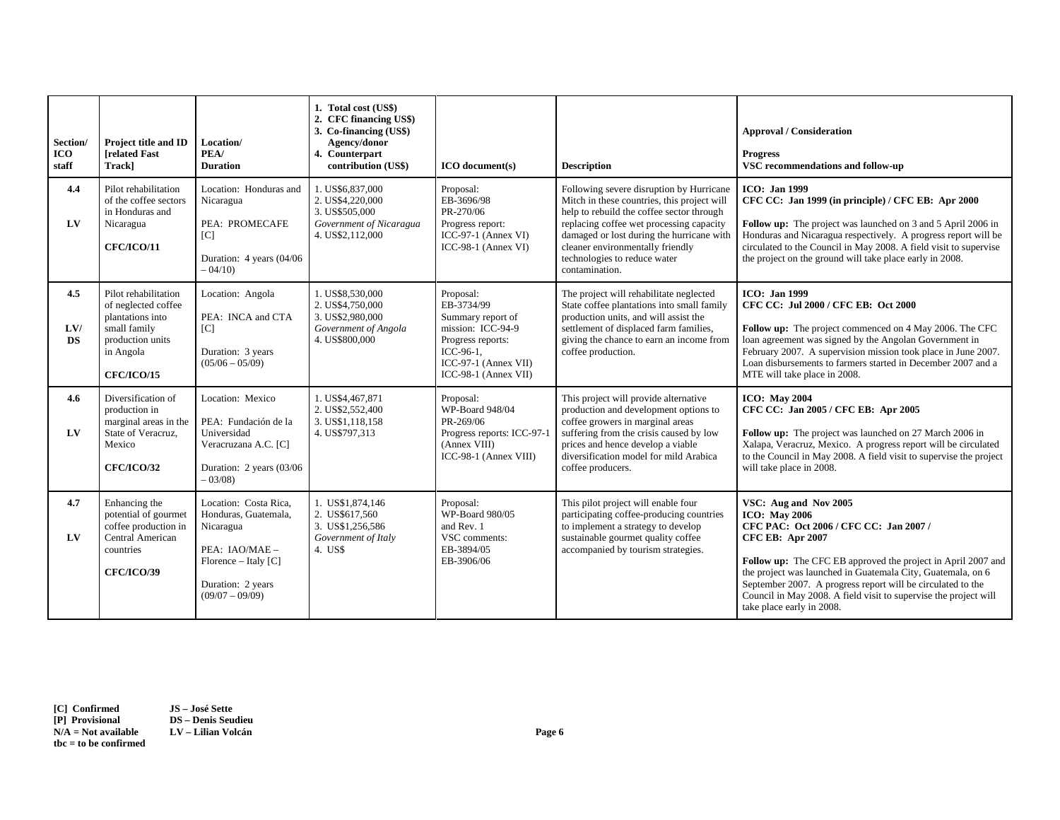| Section/ ICO staff | Project title and ID [related Fast Track] | Location/ PEA/ Duration | 1. Total cost (US$) 2. CFC financing US$) 3. Co-financing (US$) Agency/donor 4. Counterpart contribution (US$) | ICO document(s) | Description | Approval / Consideration Progress VSC recommendations and follow-up |
|---|---|---|---|---|---|---|
| 4.4<br><br>LV | Pilot rehabilitation of the coffee sectors in Honduras and Nicaragua<br><br>**CFC/ICO/11** | Location: Honduras and Nicaragua<br><br>PEA: PROMECAFE [C]<br><br>Duration: 4 years (04/06 – 04/10) | 1. US$6,837,000<br>2. US$4,220,000<br>3. US$505,000<br>*Government of Nicaragua*<br>4. US$2,112,000 | Proposal:<br>EB-3696/98<br>PR-270/06<br>Progress report:<br>ICC-97-1 (Annex VI)<br>ICC-98-1 (Annex VI) | Following severe disruption by Hurricane Mitch in these countries, this project will help to rebuild the coffee sector through replacing coffee wet processing capacity damaged or lost during the hurricane with cleaner environmentally friendly technologies to reduce water contamination. | **ICO: Jan 1999**<br>**CFC CC: Jan 1999 (in principle) / CFC EB: Apr 2000**<br><br>**Follow up:** The project was launched on 3 and 5 April 2006 in Honduras and Nicaragua respectively. A progress report will be circulated to the Council in May 2008. A field visit to supervise the project on the ground will take place early in 2008. |
| 4.5<br><br>LV/ DS | Pilot rehabilitation of neglected coffee plantations into small family production units in Angola<br><br>**CFC/ICO/15** | Location: Angola<br><br>PEA: INCA and CTA [C]<br><br>Duration: 3 years (05/06 – 05/09) | 1. US$8,530,000<br>2. US$4,750,000<br>3. US$2,980,000<br>*Government of Angola*<br>4. US$800,000 | Proposal:<br>EB-3734/99<br>Summary report of mission: ICC-94-9<br>Progress reports:<br>ICC-96-1,<br>ICC-97-1 (Annex VII)<br>ICC-98-1 (Annex VII) | The project will rehabilitate neglected State coffee plantations into small family production units, and will assist the settlement of displaced farm families, giving the chance to earn an income from coffee production. | **ICO: Jan 1999**<br>**CFC CC: Jul 2000 / CFC EB: Oct 2000**<br><br>**Follow up:** The project commenced on 4 May 2006. The CFC loan agreement was signed by the Angolan Government in February 2007. A supervision mission took place in June 2007. Loan disbursements to farmers started in December 2007 and a MTE will take place in 2008. |
| 4.6<br><br>LV | Diversification of production in marginal areas in the State of Veracruz, Mexico<br><br>**CFC/ICO/32** | Location: Mexico<br><br>PEA: Fundación de la Universidad Veracruzana A.C. [C]<br><br>Duration: 2 years (03/06 – 03/08) | 1. US$4,467,871<br>2. US$2,552,400<br>3. US$1,118,158<br>4. US$797,313 | Proposal:<br>WP-Board 948/04<br>PR-269/06<br>Progress reports: ICC-97-1 (Annex VIII)<br>ICC-98-1 (Annex VIII) | This project will provide alternative production and development options to coffee growers in marginal areas suffering from the crisis caused by low prices and hence develop a viable diversification model for mild Arabica coffee producers. | **ICO: May 2004**<br>**CFC CC: Jan 2005 / CFC EB: Apr 2005**<br><br>**Follow up:** The project was launched on 27 March 2006 in Xalapa, Veracruz, Mexico. A progress report will be circulated to the Council in May 2008. A field visit to supervise the project will take place in 2008. |
| 4.7<br><br>LV | Enhancing the potential of gourmet coffee production in Central American countries<br><br>**CFC/ICO/39** | Location: Costa Rica, Honduras, Guatemala, Nicaragua<br><br>PEA: IAO/MAE – Florence – Italy [C]<br><br>Duration: 2 years (09/07 – 09/09) | 1. US$1,874,146<br>2. US$617,560<br>3. US$1,256,586<br>*Government of Italy*<br>4. US$ | Proposal:<br>WP-Board 980/05 and Rev. 1<br>VSC comments:<br>EB-3894/05<br>EB-3906/06 | This pilot project will enable four participating coffee-producing countries to implement a strategy to develop sustainable gourmet quality coffee accompanied by tourism strategies. | **VSC: Aug and Nov 2005**<br>**ICO: May 2006**<br>**CFC PAC: Oct 2006 / CFC CC: Jan 2007 / CFC EB: Apr 2007**<br><br>**Follow up:** The CFC EB approved the project in April 2007 and the project was launched in Guatemala City, Guatemala, on 6 September 2007. A progress report will be circulated to the Council in May 2008. A field visit to supervise the project will take place early in 2008. |

**[C] Confirmed**
**[P] Provisional**
**N/A = Not available**
**tbc = to be confirmed**

**JS – José Sette**
**DS – Denis Seudieu**
**LV – Lilian Volcán**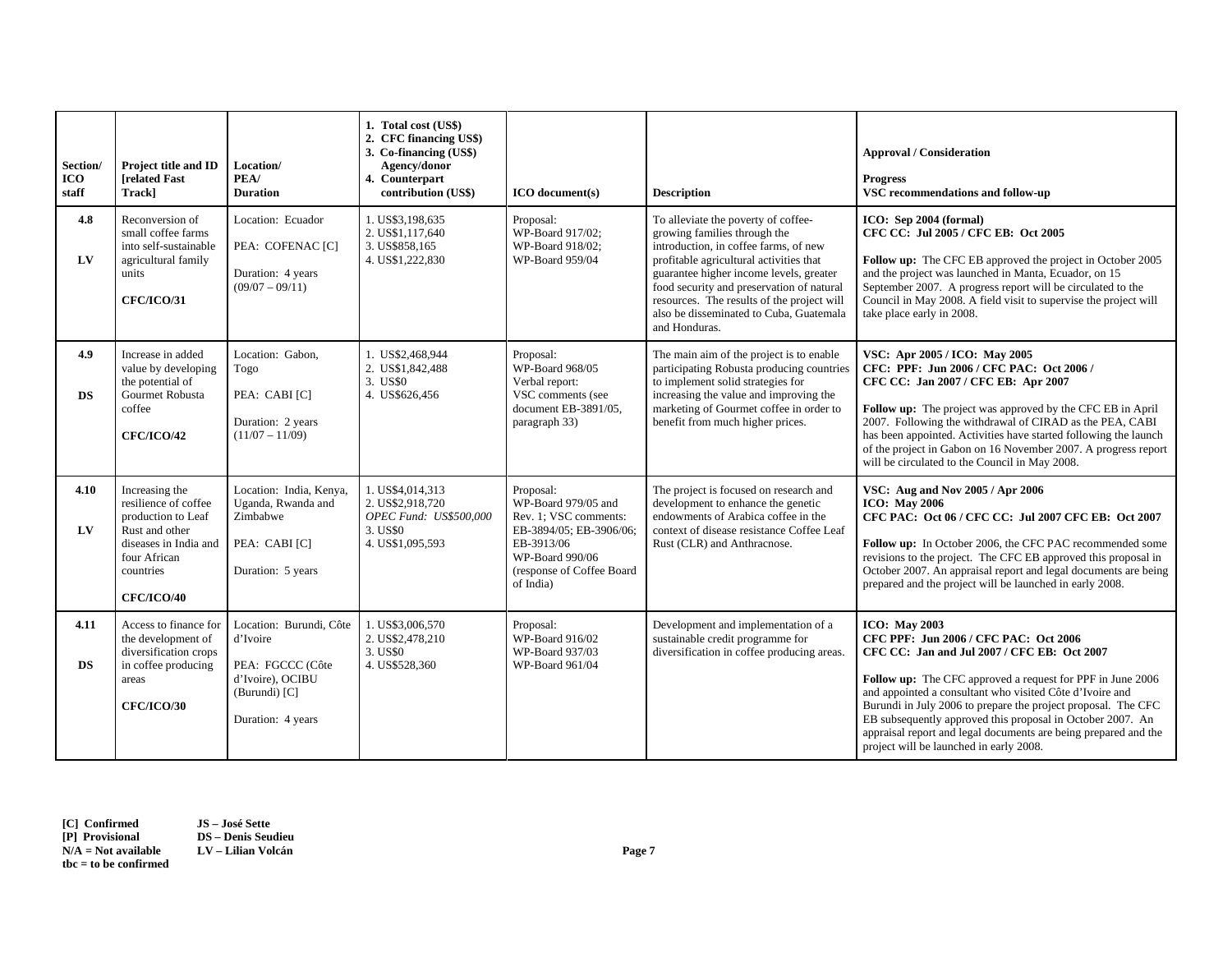| Section/ ICO staff | Project title and ID [related Fast Track] | Location/ PEA/ Duration | 1. Total cost (US$) 2. CFC financing US$) 3. Co-financing (US$) Agency/donor 4. Counterpart contribution (US$) | ICO document(s) | Description | Approval / Consideration Progress VSC recommendations and follow-up |
|---|---|---|---|---|---|---|
| **4.8** **LV** | Reconversion of small coffee farms into self-sustainable agricultural family units **CFC/ICO/31** | Location: Ecuador PEA: COFENAC [C] Duration: 4 years (09/07 – 09/11) | 1. US$3,198,635 2. US$1,117,640 3. US$858,165 4. US$1,222,830 | Proposal: WP-Board 917/02; WP-Board 918/02; WP-Board 959/04 | To alleviate the poverty of coffee-growing families through the introduction, in coffee farms, of new profitable agricultural activities that guarantee higher income levels, greater food security and preservation of natural resources. The results of the project will also be disseminated to Cuba, Guatemala and Honduras. | **ICO: Sep 2004 (formal)** **CFC CC: Jul 2005 / CFC EB: Oct 2005** **Follow up:** The CFC EB approved the project in October 2005 and the project was launched in Manta, Ecuador, on 15 September 2007. A progress report will be circulated to the Council in May 2008. A field visit to supervise the project will take place early in 2008. |
| **4.9** **DS** | Increase in added value by developing the potential of Gourmet Robusta coffee **CFC/ICO/42** | Location: Gabon, Togo PEA: CABI [C] Duration: 2 years (11/07 – 11/09) | 1. US$2,468,944 2. US$1,842,488 3. US$0 4. US$626,456 | Proposal: WP-Board 968/05 Verbal report: VSC comments (see document EB-3891/05, paragraph 33) | The main aim of the project is to enable participating Robusta producing countries to implement solid strategies for increasing the value and improving the marketing of Gourmet coffee in order to benefit from much higher prices. | **VSC: Apr 2005 / ICO: May 2005** **CFC: PPF: Jun 2006 / CFC PAC: Oct 2006 /** **CFC CC: Jan 2007 / CFC EB: Apr 2007** **Follow up:** The project was approved by the CFC EB in April 2007. Following the withdrawal of CIRAD as the PEA, CABI has been appointed. Activities have started following the launch of the project in Gabon on 16 November 2007. A progress report will be circulated to the Council in May 2008. |
| **4.10** **LV** | Increasing the resilience of coffee production to Leaf Rust and other diseases in India and four African countries **CFC/ICO/40** | Location: India, Kenya, Uganda, Rwanda and Zimbabwe PEA: CABI [C] Duration: 5 years | 1. US$4,014,313 2. US$2,918,720 *OPEC Fund: US$500,000* 3. US$0 4. US$1,095,593 | Proposal: WP-Board 979/05 and Rev. 1; VSC comments: EB-3894/05; EB-3906/06; EB-3913/06 WP-Board 990/06 (response of Coffee Board of India) | The project is focused on research and development to enhance the genetic endowments of Arabica coffee in the context of disease resistance Coffee Leaf Rust (CLR) and Anthracnose. | **VSC: Aug and Nov 2005 / Apr 2006** **ICO: May 2006** **CFC PAC: Oct 06 / CFC CC: Jul 2007 CFC EB: Oct 2007** **Follow up:** In October 2006, the CFC PAC recommended some revisions to the project. The CFC EB approved this proposal in October 2007. An appraisal report and legal documents are being prepared and the project will be launched in early 2008. |
| **4.11** **DS** | Access to finance for the development of diversification crops in coffee producing areas **CFC/ICO/30** | Location: Burundi, Côte d'Ivoire PEA: FGCCC (Côte d'Ivoire), OCIBU (Burundi) [C] Duration: 4 years | 1. US$3,006,570 2. US$2,478,210 3. US$0 4. US$528,360 | Proposal: WP-Board 916/02 WP-Board 937/03 WP-Board 961/04 | Development and implementation of a sustainable credit programme for diversification in coffee producing areas. | **ICO: May 2003** **CFC PPF: Jun 2006 / CFC PAC: Oct 2006** **CFC CC: Jan and Jul 2007 / CFC EB: Oct 2007** **Follow up:** The CFC approved a request for PPF in June 2006 and appointed a consultant who visited Côte d'Ivoire and Burundi in July 2006 to prepare the project proposal. The CFC EB subsequently approved this proposal in October 2007. An appraisal report and legal documents are being prepared and the project will be launched in early 2008. |

**[C] Confirmed**
**[P] Provisional**
**N/A = Not available**
**tbc = to be confirmed**

**JS – José Sette**
**DS – Denis Seudieu**
**LV – Lilian Volcán**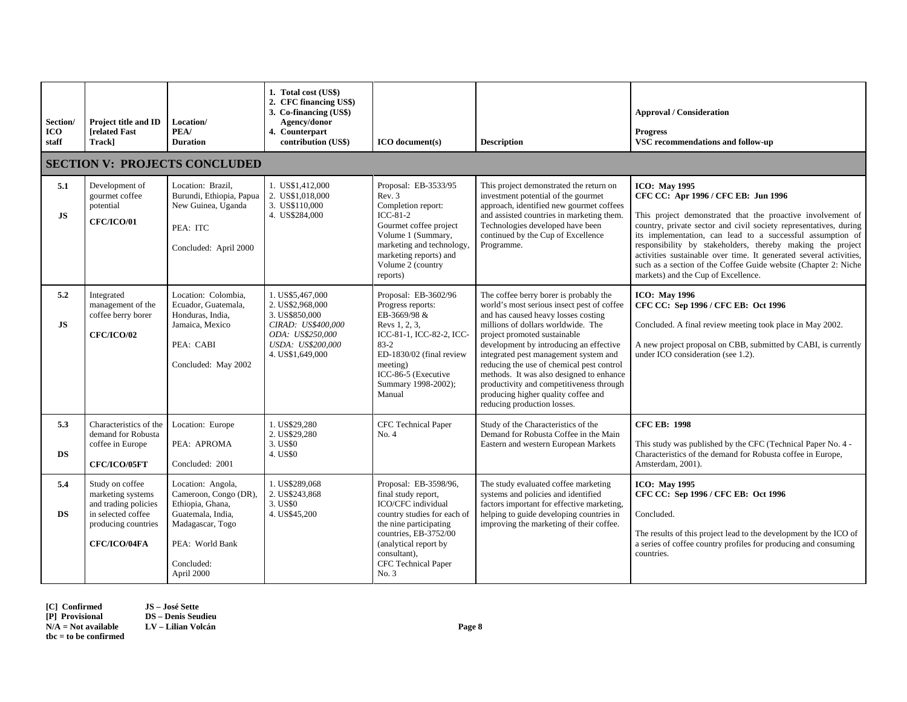| Section/ ICO staff | Project title and ID [related Fast Track] | Location/ PEA/ Duration | 1. Total cost (US$) 2. CFC financing US$) 3. Co-financing (US$) Agency/donor 4. Counterpart contribution (US$) | ICO document(s) | Description | Approval / Consideration<br><br>Progress<br>VSC recommendations and follow-up |
|---|---|---|---|---|---|---|
| **SECTION V: PROJECTS CONCLUDED** | | | | | | |
| **5.1**<br><br>**JS** | Development of gourmet coffee potential<br><br>**CFC/ICO/01** | Location: Brazil, Burundi, Ethiopia, Papua New Guinea, Uganda<br><br>PEA: ITC<br><br>Concluded: April 2000 | 1. US$1,412,000<br>2. US$1,018,000<br>3. US$110,000<br>4. US$284,000 | Proposal: EB-3533/95 Rev. 3<br>Completion report: ICC-81-2<br>Gourmet coffee project Volume 1 (Summary, marketing and technology, marketing reports) and Volume 2 (country reports) | This project demonstrated the return on investment potential of the gourmet approach, identified new gourmet coffees and assisted countries in marketing them. Technologies developed have been continued by the Cup of Excellence Programme. | **ICO: May 1995**<br>**CFC CC: Apr 1996 / CFC EB: Jun 1996**<br><br>This project demonstrated that the proactive involvement of country, private sector and civil society representatives, during its implementation, can lead to a successful assumption of responsibility by stakeholders, thereby making the project activities sustainable over time. It generated several activities, such as a section of the Coffee Guide website (Chapter 2: Niche markets) and the Cup of Excellence. |
| **5.2**<br><br>**JS** | Integrated management of the coffee berry borer<br><br>**CFC/ICO/02** | Location: Colombia, Ecuador, Guatemala, Honduras, India, Jamaica, Mexico<br><br>PEA: CABI<br><br>Concluded: May 2002 | 1. US$5,467,000<br>2. US$2,968,000<br>3. US$850,000<br>*CIRAD: US$400,000*<br>*ODA: US$250,000*<br>*USDA: US$200,000*<br>4. US$1,649,000 | Proposal: EB-3602/96<br>Progress reports: EB-3669/98 & Revs 1, 2, 3, ICC-81-1, ICC-82-2, ICC-83-2<br>ED-1830/02 (final review meeting)<br>ICC-86-5 (Executive Summary 1998-2002); Manual | The coffee berry borer is probably the world's most serious insect pest of coffee and has caused heavy losses costing millions of dollars worldwide. The project promoted sustainable development by introducing an effective integrated pest management system and reducing the use of chemical pest control methods. It was also designed to enhance productivity and competitiveness through producing higher quality coffee and reducing production losses. | **ICO: May 1996**<br>**CFC CC: Sep 1996 / CFC EB: Oct 1996**<br><br>Concluded. A final review meeting took place in May 2002.<br><br>A new project proposal on CBB, submitted by CABI, is currently under ICO consideration (see 1.2). |
| **5.3**<br><br>**DS** | Characteristics of the demand for Robusta coffee in Europe<br><br>**CFC/ICO/05FT** | Location: Europe<br><br>PEA: APROMA<br><br>Concluded: 2001 | 1. US$29,280<br>2. US$29,280<br>3. US$0<br>4. US$0 | CFC Technical Paper No. 4 | Study of the Characteristics of the Demand for Robusta Coffee in the Main Eastern and western European Markets | **CFC EB: 1998**<br><br>This study was published by the CFC (Technical Paper No. 4 - Characteristics of the demand for Robusta coffee in Europe, Amsterdam, 2001). |
| **5.4**<br><br>**DS** | Study on coffee marketing systems and trading policies in selected coffee producing countries<br><br>**CFC/ICO/04FA** | Location: Angola, Cameroon, Congo (DR), Ethiopia, Ghana, Guatemala, India, Madagascar, Togo<br><br>PEA: World Bank<br><br>Concluded: April 2000 | 1. US$289,068<br>2. US$243,868<br>3. US$0<br>4. US$45,200 | Proposal: EB-3598/96, final study report, ICO/CFC individual country studies for each of the nine participating countries, EB-3752/00 (analytical report by consultant), CFC Technical Paper No. 3 | The study evaluated coffee marketing systems and policies and identified factors important for effective marketing, helping to guide developing countries in improving the marketing of their coffee. | **ICO: May 1995**<br>**CFC CC: Sep 1996 / CFC EB: Oct 1996**<br><br>Concluded.<br><br>The results of this project lead to the development by the ICO of a series of coffee country profiles for producing and consuming countries. |

**[C] Confirmed**
**[P] Provisional**
**N/A = Not available**
**tbc = to be confirmed**

**JS – José Sette**
**DS – Denis Seudieu**
**LV – Lilian Volcán**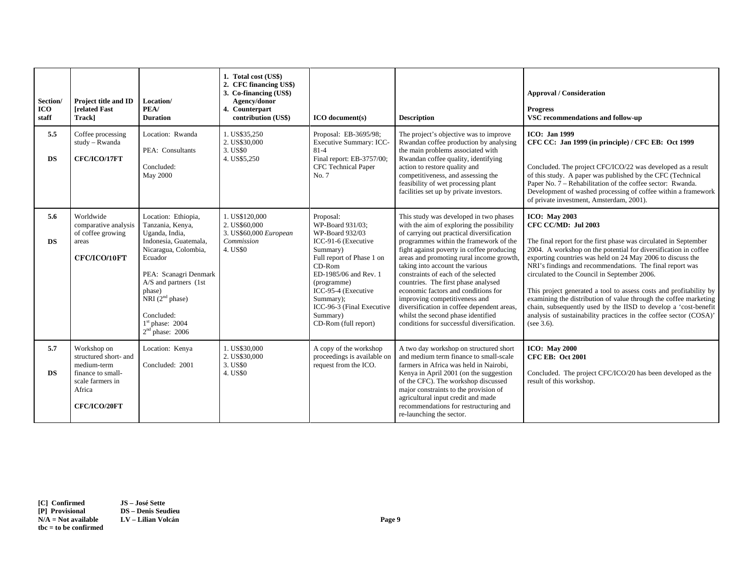| Section/ ICO staff | Project title and ID [related Fast Track] | Location/ PEA/ Duration | 1. Total cost (US$) 2. CFC financing US$) 3. Co-financing (US$) Agency/donor 4. Counterpart contribution (US$) | ICO document(s) | Description | Approval / Consideration<br><br>Progress<br>VSC recommendations and follow-up |
|---|---|---|---|---|---|---|
| **5.5**<br><br>**DS** | Coffee processing study – Rwanda<br><br>**CFC/ICO/17FT** | Location: Rwanda<br><br>PEA: Consultants<br><br>Concluded:<br>May 2000 | 1. US$35,250<br>2. US$30,000<br>3. US$0<br>4. US$5,250 | Proposal: EB-3695/98; Executive Summary: ICC-81-4<br>Final report: EB-3757/00; CFC Technical Paper No. 7 | The project's objective was to improve Rwandan coffee production by analysing the main problems associated with Rwandan coffee quality, identifying action to restore quality and competitiveness, and assessing the feasibility of wet processing plant facilities set up by private investors. | **ICO: Jan 1999**<br>**CFC CC: Jan 1999 (in principle) / CFC EB: Oct 1999**<br><br>Concluded. The project CFC/ICO/22 was developed as a result of this study. A paper was published by the CFC (Technical Paper No. 7 – Rehabilitation of the coffee sector: Rwanda. Development of washed processing of coffee within a framework of private investment, Amsterdam, 2001). |
| **5.6**<br><br>**DS** | Worldwide comparative analysis of coffee growing areas<br><br>**CFC/ICO/10FT** | Location: Ethiopia, Tanzania, Kenya, Uganda, India, Indonesia, Guatemala, Nicaragua, Colombia, Ecuador<br><br>PEA: Scanagri Denmark A/S and partners (1st phase)<br>NRI (2nd phase)<br><br>Concluded:<br>1st phase: 2004<br>2nd phase: 2006 | 1. US$120,000<br>2. US$60,000<br>3. US$60,000 *European Commission*<br>4. US$0 | Proposal:<br>WP-Board 931/03;<br>WP-Board 932/03<br>ICC-91-6 (Executive Summary)<br>Full report of Phase 1 on CD-Rom<br>ED-1985/06 and Rev. 1 (programme)<br>ICC-95-4 (Executive Summary);<br>ICC-96-3 (Final Executive Summary)<br>CD-Rom (full report) | This study was developed in two phases with the aim of exploring the possibility of carrying out practical diversification programmes within the framework of the fight against poverty in coffee producing areas and promoting rural income growth, taking into account the various constraints of each of the selected countries. The first phase analysed economic factors and conditions for improving competitiveness and diversification in coffee dependent areas, whilst the second phase identified conditions for successful diversification. | **ICO: May 2003**<br>**CFC CC/MD: Jul 2003**<br><br>The final report for the first phase was circulated in September 2004. A workshop on the potential for diversification in coffee exporting countries was held on 24 May 2006 to discuss the NRI's findings and recommendations. The final report was circulated to the Council in September 2006.<br><br>This project generated a tool to assess costs and profitability by examining the distribution of value through the coffee marketing chain, subsequently used by the IISD to develop a 'cost-benefit analysis of sustainability practices in the coffee sector (COSA)' (see 3.6). |
| **5.7**<br><br>**DS** | Workshop on structured short- and medium-term finance to small-scale farmers in Africa<br><br>**CFC/ICO/20FT** | Location: Kenya<br><br>Concluded: 2001 | 1. US$30,000<br>2. US$30,000<br>3. US$0<br>4. US$0 | A copy of the workshop proceedings is available on request from the ICO. | A two day workshop on structured short and medium term finance to small-scale farmers in Africa was held in Nairobi, Kenya in April 2001 (on the suggestion of the CFC). The workshop discussed major constraints to the provision of agricultural input credit and made recommendations for restructuring and re-launching the sector. | **ICO: May 2000**<br>**CFC EB: Oct 2001**<br><br>Concluded. The project CFC/ICO/20 has been developed as the result of this workshop. |

**[C] Confirmed**
**[P] Provisional**
**N/A = Not available**
**tbc = to be confirmed**

**JS – José Sette**
**DS – Denis Seudieu**
**LV – Lilian Volcán**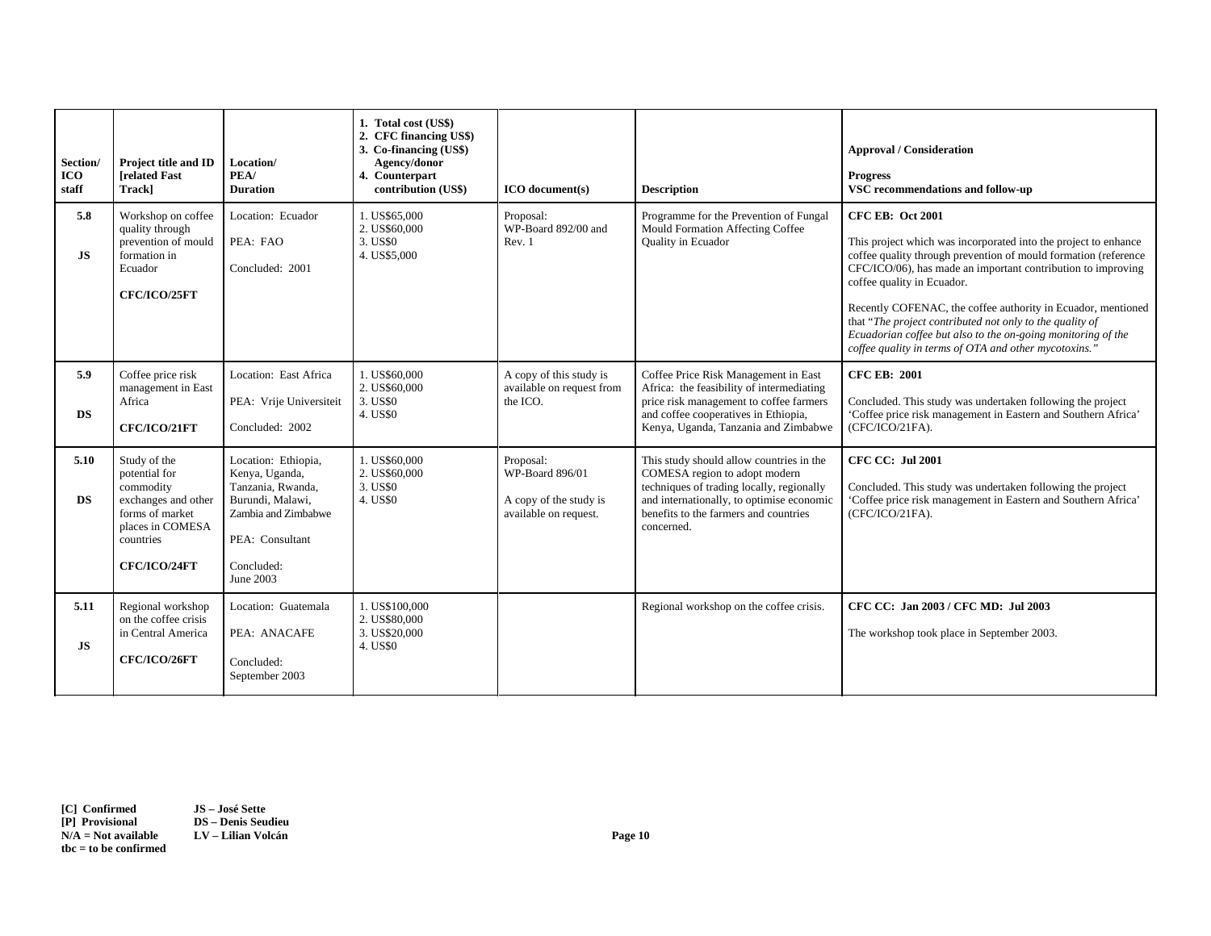| Section/ ICO staff | Project title and ID [related Fast Track] | Location/ PEA/ Duration | 1. Total cost (US$) 2. CFC financing US$) 3. Co-financing (US$) Agency/donor 4. Counterpart contribution (US$) | ICO document(s) | Description | Approval / Consideration<br><br>Progress<br>VSC recommendations and follow-up |
|---|---|---|---|---|---|---|
| **5.8**<br><br>**JS** | Workshop on coffee quality through prevention of mould formation in Ecuador<br><br>**CFC/ICO/25FT** | Location: Ecuador<br><br>PEA: FAO<br><br>Concluded: 2001 | 1. US$65,000<br>2. US$60,000<br>3. US$0<br>4. US$5,000 | Proposal:<br>WP-Board 892/00 and Rev. 1 | Programme for the Prevention of Fungal Mould Formation Affecting Coffee Quality in Ecuador | **CFC EB: Oct 2001**<br><br>This project which was incorporated into the project to enhance coffee quality through prevention of mould formation (reference CFC/ICO/06), has made an important contribution to improving coffee quality in Ecuador.<br><br>Recently COFENAC, the coffee authority in Ecuador, mentioned that "*The project contributed not only to the quality of Ecuadorian coffee but also to the on-going monitoring of the coffee quality in terms of OTA and other mycotoxins.*" |
| **5.9**<br><br>**DS** | Coffee price risk management in East Africa<br><br>**CFC/ICO/21FT** | Location: East Africa<br><br>PEA: Vrije Universiteit<br><br>Concluded: 2002 | 1. US$60,000<br>2. US$60,000<br>3. US$0<br>4. US$0 | A copy of this study is available on request from the ICO. | Coffee Price Risk Management in East Africa: the feasibility of intermediating price risk management to coffee farmers and coffee cooperatives in Ethiopia, Kenya, Uganda, Tanzania and Zimbabwe | **CFC EB: 2001**<br><br>Concluded. This study was undertaken following the project 'Coffee price risk management in Eastern and Southern Africa' (CFC/ICO/21FA). |
| **5.10**<br><br>**DS** | Study of the potential for commodity exchanges and other forms of market places in COMESA countries<br><br>**CFC/ICO/24FT** | Location: Ethiopia, Kenya, Uganda, Tanzania, Rwanda, Burundi, Malawi, Zambia and Zimbabwe<br><br>PEA: Consultant<br><br>Concluded:<br>June 2003 | 1. US$60,000<br>2. US$60,000<br>3. US$0<br>4. US$0 | Proposal:<br>WP-Board 896/01<br><br>A copy of the study is available on request. | This study should allow countries in the COMESA region to adopt modern techniques of trading locally, regionally and internationally, to optimise economic benefits to the farmers and countries concerned. | **CFC CC: Jul 2001**<br><br>Concluded. This study was undertaken following the project 'Coffee price risk management in Eastern and Southern Africa' (CFC/ICO/21FA). |
| **5.11**<br><br>**JS** | Regional workshop on the coffee crisis in Central America<br><br>**CFC/ICO/26FT** | Location: Guatemala<br><br>PEA: ANACAFE<br><br>Concluded:<br>September 2003 | 1. US$100,000<br>2. US$80,000<br>3. US$20,000<br>4. US$0 | | Regional workshop on the coffee crisis. | **CFC CC: Jan 2003 / CFC MD: Jul 2003**<br><br>The workshop took place in September 2003. |

**[C] Confirmed** **JS – José Sette**
**[P] Provisional** **DS – Denis Seudieu**
**N/A = Not available** **LV – Lilian Volcán**
**tbc = to be confirmed**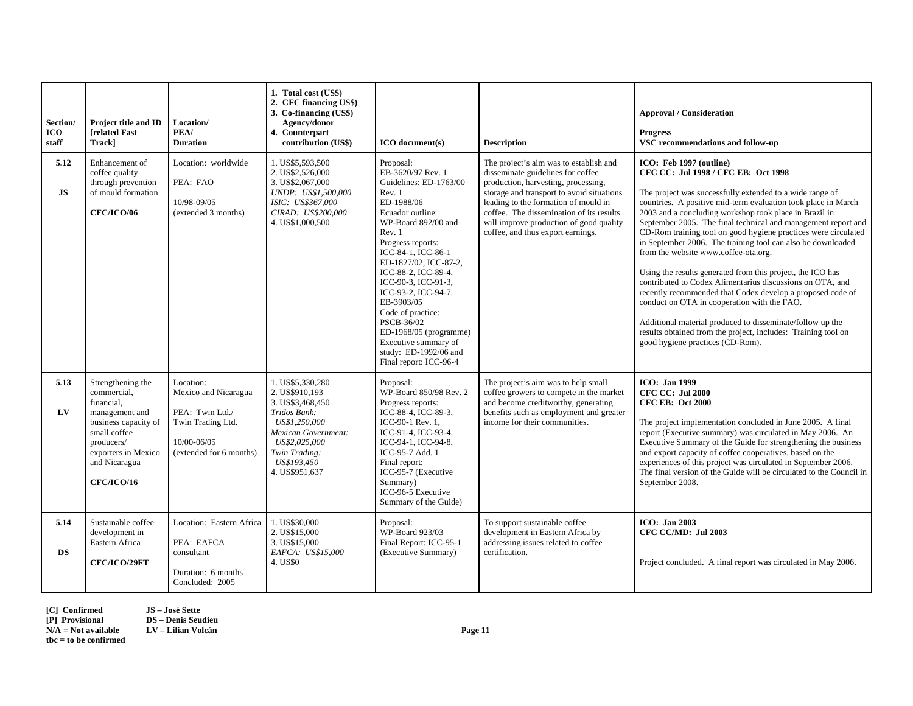| Section/ ICO staff | Project title and ID [related Fast Track] | Location/ PEA/ Duration | 1. Total cost (US$) 2. CFC financing US$) 3. Co-financing (US$) Agency/donor 4. Counterpart contribution (US$) | ICO document(s) | Description | Approval / Consideration<br><br>Progress<br>VSC recommendations and follow-up |
|---|---|---|---|---|---|---|
| **5.12**<br><br>**JS** | Enhancement of coffee quality through prevention of mould formation<br><br>**CFC/ICO/06** | Location: worldwide<br><br>PEA: FAO<br><br>10/98-09/05 (extended 3 months) | 1. US$5,593,500<br>2. US$2,526,000<br>3. US$2,067,000<br>*UNDP: US$1,500,000*<br>*ISIC: US$367,000*<br>*CIRAD: US$200,000*<br>4. US$1,000,500 | Proposal: EB-3620/97 Rev. 1<br>Guidelines: ED-1763/00 Rev. 1<br>ED-1988/06<br>Ecuador outline: WP-Board 892/00 and Rev. 1<br>Progress reports: ICC-84-1, ICC-86-1 ED-1827/02, ICC-87-2, ICC-88-2, ICC-89-4, ICC-90-3, ICC-91-3, ICC-93-2, ICC-94-7, EB-3903/05<br>Code of practice: PSCB-36/02<br>ED-1968/05 (programme)<br>Executive summary of study: ED-1992/06 and Final report: ICC-96-4 | The project's aim was to establish and disseminate guidelines for coffee production, harvesting, processing, storage and transport to avoid situations leading to the formation of mould in coffee. The dissemination of its results will improve production of good quality coffee, and thus export earnings. | **ICO: Feb 1997 (outline)**<br>**CFC CC: Jul 1998 / CFC EB: Oct 1998**<br><br>The project was successfully extended to a wide range of countries. A positive mid-term evaluation took place in March 2003 and a concluding workshop took place in Brazil in September 2005. The final technical and management report and CD-Rom training tool on good hygiene practices were circulated in September 2006. The training tool can also be downloaded from the website www.coffee-ota.org.<br><br>Using the results generated from this project, the ICO has contributed to Codex Alimentarius discussions on OTA, and recently recommended that Codex develop a proposed code of conduct on OTA in cooperation with the FAO.<br><br>Additional material produced to disseminate/follow up the results obtained from the project, includes: Training tool on good hygiene practices (CD-Rom). |
| **5.13**<br><br>**LV** | Strengthening the commercial, financial, management and business capacity of small coffee producers/ exporters in Mexico and Nicaragua<br><br>**CFC/ICO/16** | Location: Mexico and Nicaragua<br><br>PEA: Twin Ltd./ Twin Trading Ltd.<br><br>10/00-06/05 (extended for 6 months) | 1. US$5,330,280<br>2. US$910,193<br>3. US$3,468,450<br>*Tridos Bank: US$1,250,000*<br>*Mexican Government: US$2,025,000*<br>*Twin Trading: US$193,450*<br>4. US$951,637 | Proposal: WP-Board 850/98 Rev. 2<br>Progress reports: ICC-88-4, ICC-89-3, ICC-90-1 Rev. 1, ICC-91-4, ICC-93-4, ICC-94-1, ICC-94-8, ICC-95-7 Add. 1<br>Final report: ICC-95-7 (Executive Summary)<br>ICC-96-5 Executive Summary of the Guide) | The project's aim was to help small coffee growers to compete in the market and become creditworthy, generating benefits such as employment and greater income for their communities. | **ICO: Jan 1999**<br>**CFC CC: Jul 2000**<br>**CFC EB: Oct 2000**<br><br>The project implementation concluded in June 2005. A final report (Executive summary) was circulated in May 2006. An Executive Summary of the Guide for strengthening the business and export capacity of coffee cooperatives, based on the experiences of this project was circulated in September 2006. The final version of the Guide will be circulated to the Council in September 2008. |
| **5.14**<br><br>**DS** | Sustainable coffee development in Eastern Africa<br><br>**CFC/ICO/29FT** | Location: Eastern Africa<br><br>PEA: EAFCA consultant<br><br>Duration: 6 months Concluded: 2005 | 1. US$30,000<br>2. US$15,000<br>3. US$15,000<br>*EAFCA: US$15,000*<br>4. US$0 | Proposal: WP-Board 923/03<br>Final Report: ICC-95-1 (Executive Summary) | To support sustainable coffee development in Eastern Africa by addressing issues related to coffee certification. | **ICO: Jan 2003**<br>**CFC CC/MD: Jul 2003**<br><br>Project concluded. A final report was circulated in May 2006. |

**[C] Confirmed**
**[P] Provisional**
**N/A = Not available**
**tbc = to be confirmed**

**JS – José Sette**
**DS – Denis Seudieu**
**LV – Lilian Volcán**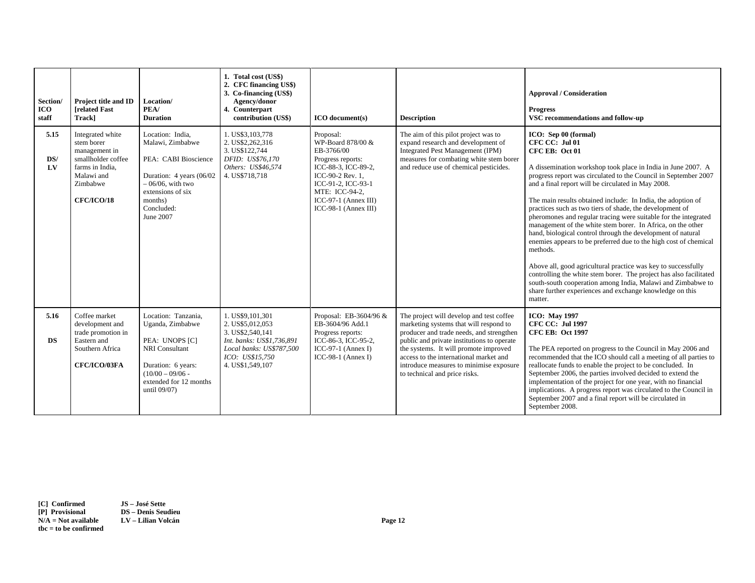| Section/ ICO staff | Project title and ID [related Fast Track] | Location/ PEA/ Duration | 1. Total cost (US$) 2. CFC financing US$) 3. Co-financing (US$) Agency/donor 4. Counterpart contribution (US$) | ICO document(s) | Description | Approval / Consideration<br><br>Progress<br>VSC recommendations and follow-up |
|---|---|---|---|---|---|---|
| **5.15**<br><br>**DS/ LV** | Integrated white stem borer management in smallholder coffee farms in India, Malawi and Zimbabwe<br><br>**CFC/ICO/18** | Location: India, Malawi, Zimbabwe<br><br>PEA: CABI Bioscience<br><br>Duration: 4 years (06/02 – 06/06, with two extensions of six months)<br>Concluded: June 2007 | 1. US$3,103,778<br>2. US$2,262,316<br>3. US$122,744<br>*DFID: US$76,170*<br>*Others: US$46,574*<br>4. US$718,718 | Proposal: WP-Board 878/00 & EB-3766/00<br>Progress reports: ICC-88-3, ICC-89-2, ICC-90-2 Rev. 1, ICC-91-2, ICC-93-1<br>MTE: ICC-94-2, ICC-97-1 (Annex III) ICC-98-1 (Annex III) | The aim of this pilot project was to expand research and development of Integrated Pest Management (IPM) measures for combating white stem borer and reduce use of chemical pesticides. | **ICO: Sep 00 (formal)**<br>**CFC CC: Jul 01**<br>**CFC EB: Oct 01**<br><br>A dissemination workshop took place in India in June 2007. A progress report was circulated to the Council in September 2007 and a final report will be circulated in May 2008.<br><br>The main results obtained include: In India, the adoption of practices such as two tiers of shade, the development of pheromones and regular tracing were suitable for the integrated management of the white stem borer. In Africa, on the other hand, biological control through the development of natural enemies appears to be preferred due to the high cost of chemical methods.<br><br>Above all, good agricultural practice was key to successfully controlling the white stem borer. The project has also facilitated south-south cooperation among India, Malawi and Zimbabwe to share further experiences and exchange knowledge on this matter. |
| **5.16**<br><br>**DS** | Coffee market development and trade promotion in Eastern and Southern Africa<br><br>**CFC/ICO/03FA** | Location: Tanzania, Uganda, Zimbabwe<br><br>PEA: UNOPS [C]<br>NRI Consultant<br><br>Duration: 6 years: (10/00 – 09/06 - extended for 12 months until 09/07) | 1. US$9,101,301<br>2. US$5,012,053<br>3. US$2,540,141<br>*Int. banks: US$1,736,891*<br>*Local banks: US$787,500*<br>*ICO: US$15,750*<br>4. US$1,549,107 | Proposal: EB-3604/96 & EB-3604/96 Add.1<br>Progress reports: ICC-86-3, ICC-95-2, ICC-97-1 (Annex I) ICC-98-1 (Annex I) | The project will develop and test coffee marketing systems that will respond to producer and trade needs, and strengthen public and private institutions to operate the systems. It will promote improved access to the international market and introduce measures to minimise exposure to technical and price risks. | **ICO: May 1997**<br>**CFC CC: Jul 1997**<br>**CFC EB: Oct 1997**<br><br>The PEA reported on progress to the Council in May 2006 and recommended that the ICO should call a meeting of all parties to reallocate funds to enable the project to be concluded. In September 2006, the parties involved decided to extend the implementation of the project for one year, with no financial implications. A progress report was circulated to the Council in September 2007 and a final report will be circulated in September 2008. |

**[C] Confirmed**
**[P] Provisional**
**N/A = Not available**
**tbc = to be confirmed**

**JS – José Sette**
**DS – Denis Seudieu**
**LV – Lilian Volcán**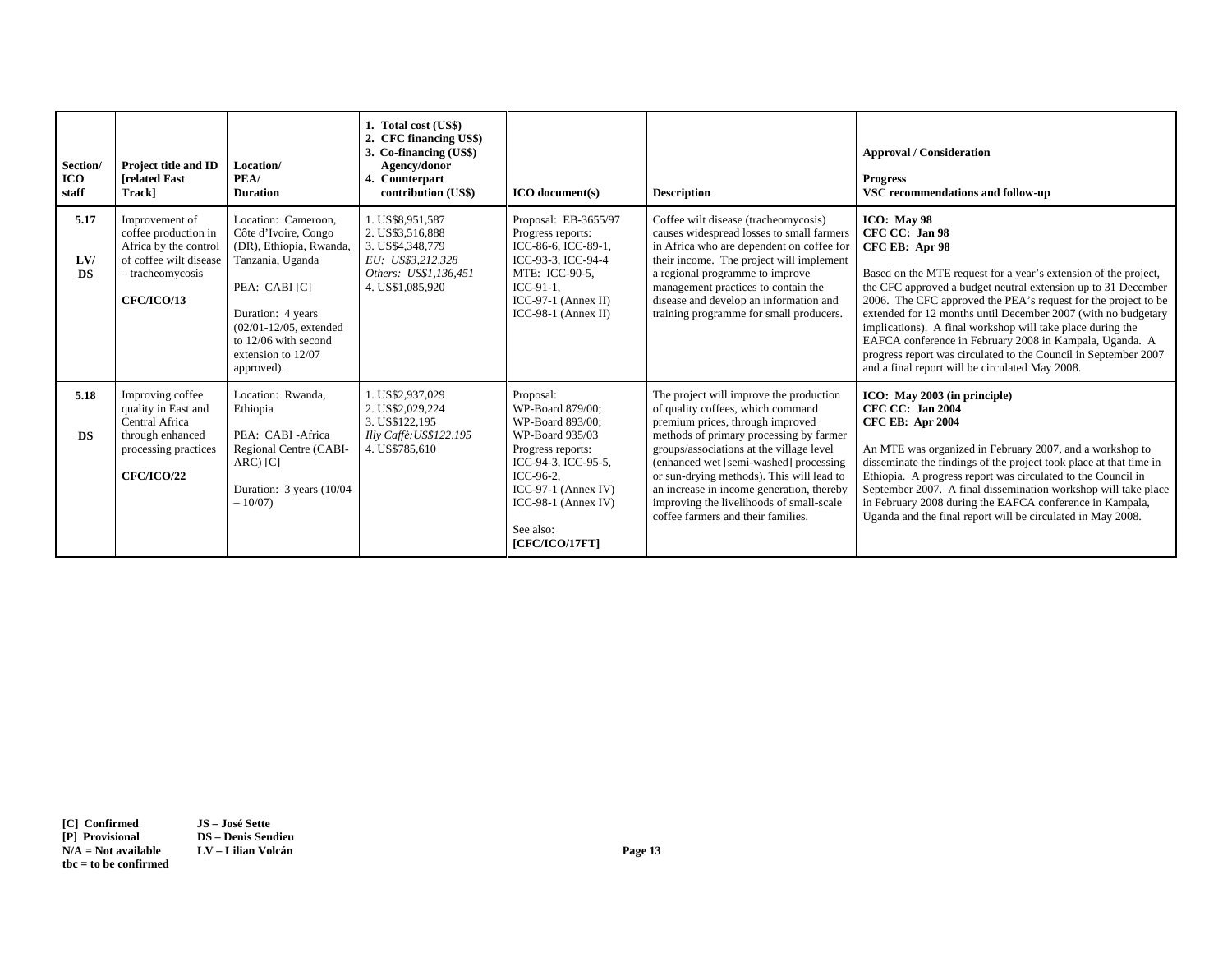| Section/ ICO staff | Project title and ID [related Fast Track] | Location/ PEA/ Duration | 1. Total cost (US$) 2. CFC financing US$) 3. Co-financing (US$) Agency/donor 4. Counterpart contribution (US$) | ICO document(s) | Description | Approval / Consideration Progress VSC recommendations and follow-up |
|---|---|---|---|---|---|---|
| **5.17** **LV/ DS** | Improvement of coffee production in Africa by the control of coffee wilt disease – tracheomycosis **CFC/ICO/13** | Location: Cameroon, Côte d'Ivoire, Congo (DR), Ethiopia, Rwanda, Tanzania, Uganda PEA: CABI [C] Duration: 4 years (02/01-12/05, extended to 12/06 with second extension to 12/07 approved). | 1. US$8,951,587 2. US$3,516,888 3. US$4,348,779 *EU: US$3,212,328* *Others: US$1,136,451* 4. US$1,085,920 | Proposal: EB-3655/97 Progress reports: ICC-86-6, ICC-89-1, ICC-93-3, ICC-94-4 MTE: ICC-90-5, ICC-91-1, ICC-97-1 (Annex II) ICC-98-1 (Annex II) | Coffee wilt disease (tracheomycosis) causes widespread losses to small farmers in Africa who are dependent on coffee for their income. The project will implement a regional programme to improve management practices to contain the disease and develop an information and training programme for small producers. | **ICO: May 98** **CFC CC: Jan 98** **CFC EB: Apr 98** Based on the MTE request for a year's extension of the project, the CFC approved a budget neutral extension up to 31 December 2006. The CFC approved the PEA's request for the project to be extended for 12 months until December 2007 (with no budgetary implications). A final workshop will take place during the EAFCA conference in February 2008 in Kampala, Uganda. A progress report was circulated to the Council in September 2007 and a final report will be circulated May 2008. |
| **5.18** **DS** | Improving coffee quality in East and Central Africa through enhanced processing practices **CFC/ICO/22** | Location: Rwanda, Ethiopia PEA: CABI -Africa Regional Centre (CABI-ARC) [C] Duration: 3 years (10/04 – 10/07) | 1. US$2,937,029 2. US$2,029,224 3. US$122,195 *Illy Caffè:US$122,195* 4. US$785,610 | Proposal: WP-Board 879/00; WP-Board 893/00; WP-Board 935/03 Progress reports: ICC-94-3, ICC-95-5, ICC-96-2, ICC-97-1 (Annex IV) ICC-98-1 (Annex IV) See also: **[CFC/ICO/17FT]** | The project will improve the production of quality coffees, which command premium prices, through improved methods of primary processing by farmer groups/associations at the village level (enhanced wet [semi-washed] processing or sun-drying methods). This will lead to an increase in income generation, thereby improving the livelihoods of small-scale coffee farmers and their families. | **ICO: May 2003 (in principle)** **CFC CC: Jan 2004** **CFC EB: Apr 2004** An MTE was organized in February 2007, and a workshop to disseminate the findings of the project took place at that time in Ethiopia. A progress report was circulated to the Council in September 2007. A final dissemination workshop will take place in February 2008 during the EAFCA conference in Kampala, Uganda and the final report will be circulated in May 2008. |

**[C] Confirmed**
**[P] Provisional**
**N/A = Not available**
**tbc = to be confirmed**

**JS – José Sette**
**DS – Denis Seudieu**
**LV – Lilian Volcán**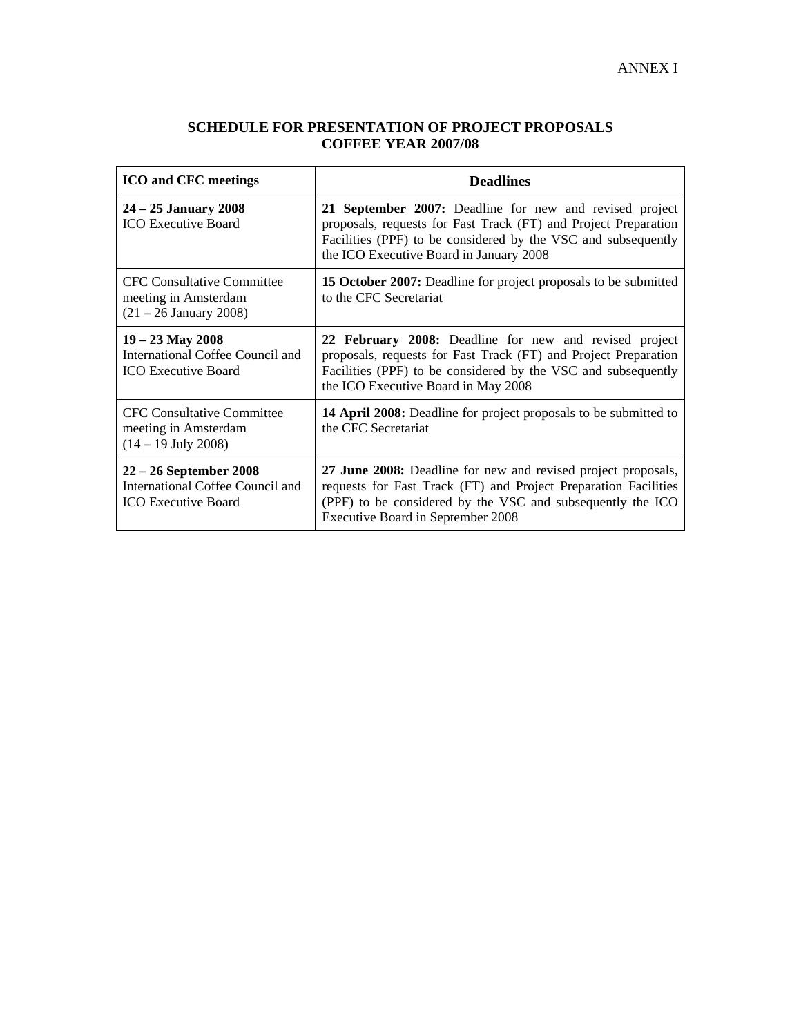ANNEX I

# SCHEDULE FOR PRESENTATION OF PROJECT PROPOSALS
# COFFEE YEAR 2007/08

| ICO and CFC meetings | Deadlines |
|---|---|
| **24 – 25 January 2008**<br>ICO Executive Board | **21 September 2007:** Deadline for new and revised project proposals, requests for Fast Track (FT) and Project Preparation Facilities (PPF) to be considered by the VSC and subsequently the ICO Executive Board in January 2008 |
| CFC Consultative Committee meeting in Amsterdam (21 – 26 January 2008) | **15 October 2007:** Deadline for project proposals to be submitted to the CFC Secretariat |
| **19 – 23 May 2008**<br>International Coffee Council and ICO Executive Board | **22 February 2008:** Deadline for new and revised project proposals, requests for Fast Track (FT) and Project Preparation Facilities (PPF) to be considered by the VSC and subsequently the ICO Executive Board in May 2008 |
| CFC Consultative Committee meeting in Amsterdam (14 – 19 July 2008) | **14 April 2008:** Deadline for project proposals to be submitted to the CFC Secretariat |
| **22 – 26 September 2008**<br>International Coffee Council and ICO Executive Board | **27 June 2008:** Deadline for new and revised project proposals, requests for Fast Track (FT) and Project Preparation Facilities (PPF) to be considered by the VSC and subsequently the ICO Executive Board in September 2008 |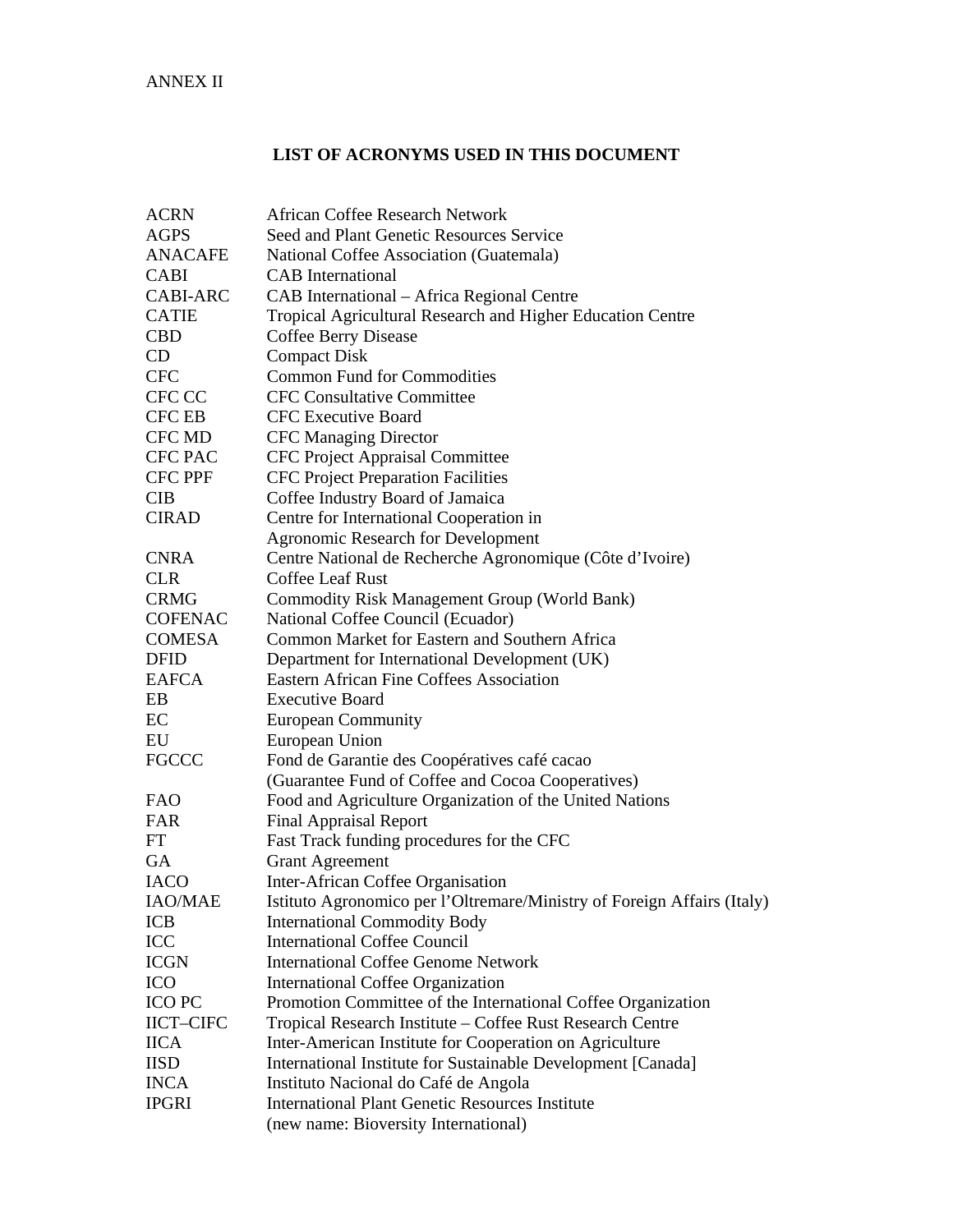ANNEX II

## LIST OF ACRONYMS USED IN THIS DOCUMENT

| | |
|---|---|
| ACRN | African Coffee Research Network |
| AGPS | Seed and Plant Genetic Resources Service |
| ANACAFE | National Coffee Association (Guatemala) |
| CABI | CAB International |
| CABI-ARC | CAB International – Africa Regional Centre |
| CATIE | Tropical Agricultural Research and Higher Education Centre |
| CBD | Coffee Berry Disease |
| CD | Compact Disk |
| CFC | Common Fund for Commodities |
| CFC CC | CFC Consultative Committee |
| CFC EB | CFC Executive Board |
| CFC MD | CFC Managing Director |
| CFC PAC | CFC Project Appraisal Committee |
| CFC PPF | CFC Project Preparation Facilities |
| CIB | Coffee Industry Board of Jamaica |
| CIRAD | Centre for International Cooperation in Agronomic Research for Development |
| CNRA | Centre National de Recherche Agronomique (Côte d'Ivoire) |
| CLR | Coffee Leaf Rust |
| CRMG | Commodity Risk Management Group (World Bank) |
| COFENAC | National Coffee Council (Ecuador) |
| COMESA | Common Market for Eastern and Southern Africa |
| DFID | Department for International Development (UK) |
| EAFCA | Eastern African Fine Coffees Association |
| EB | Executive Board |
| EC | European Community |
| EU | European Union |
| FGCCC | Fond de Garantie des Coopératives café cacao (Guarantee Fund of Coffee and Cocoa Cooperatives) |
| FAO | Food and Agriculture Organization of the United Nations |
| FAR | Final Appraisal Report |
| FT | Fast Track funding procedures for the CFC |
| GA | Grant Agreement |
| IACO | Inter-African Coffee Organisation |
| IAO/MAE | Istituto Agronomico per l'Oltremare/Ministry of Foreign Affairs (Italy) |
| ICB | International Commodity Body |
| ICC | International Coffee Council |
| ICGN | International Coffee Genome Network |
| ICO | International Coffee Organization |
| ICO PC | Promotion Committee of the International Coffee Organization |
| IICT–CIFC | Tropical Research Institute – Coffee Rust Research Centre |
| IICA | Inter-American Institute for Cooperation on Agriculture |
| IISD | International Institute for Sustainable Development [Canada] |
| INCA | Instituto Nacional do Café de Angola |
| IPGRI | International Plant Genetic Resources Institute (new name: Bioversity International) |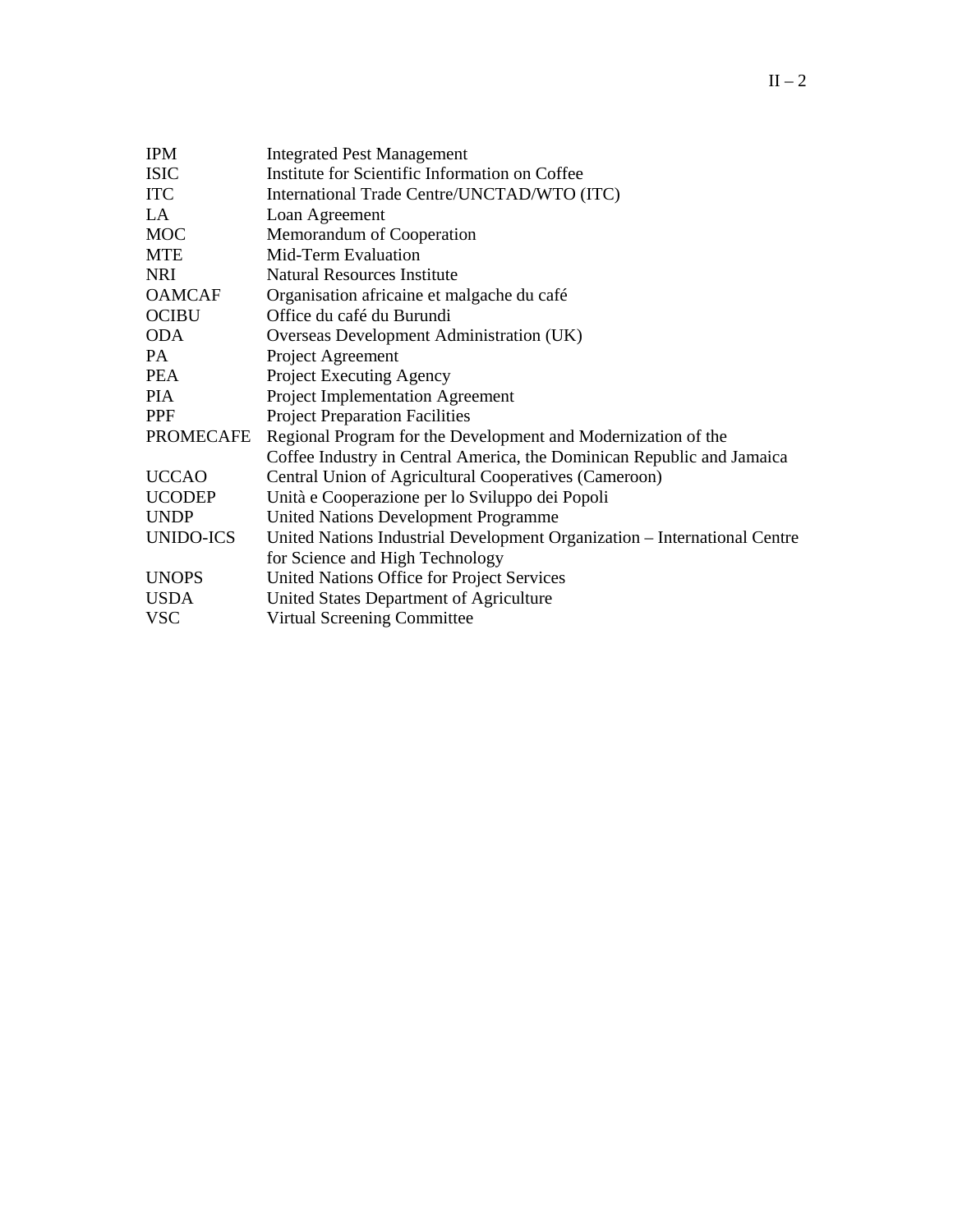| | |
|---|---|
| IPM | Integrated Pest Management |
| ISIC | Institute for Scientific Information on Coffee |
| ITC | International Trade Centre/UNCTAD/WTO (ITC) |
| LA | Loan Agreement |
| MOC | Memorandum of Cooperation |
| MTE | Mid-Term Evaluation |
| NRI | Natural Resources Institute |
| OAMCAF | Organisation africaine et malgache du café |
| OCIBU | Office du café du Burundi |
| ODA | Overseas Development Administration (UK) |
| PA | Project Agreement |
| PEA | Project Executing Agency |
| PIA | Project Implementation Agreement |
| PPF | Project Preparation Facilities |
| PROMECAFE | Regional Program for the Development and Modernization of the Coffee Industry in Central America, the Dominican Republic and Jamaica |
| UCCAO | Central Union of Agricultural Cooperatives (Cameroon) |
| UCODEP | Unità e Cooperazione per lo Sviluppo dei Popoli |
| UNDP | United Nations Development Programme |
| UNIDO-ICS | United Nations Industrial Development Organization – International Centre for Science and High Technology |
| UNOPS | United Nations Office for Project Services |
| USDA | United States Department of Agriculture |
| VSC | Virtual Screening Committee |